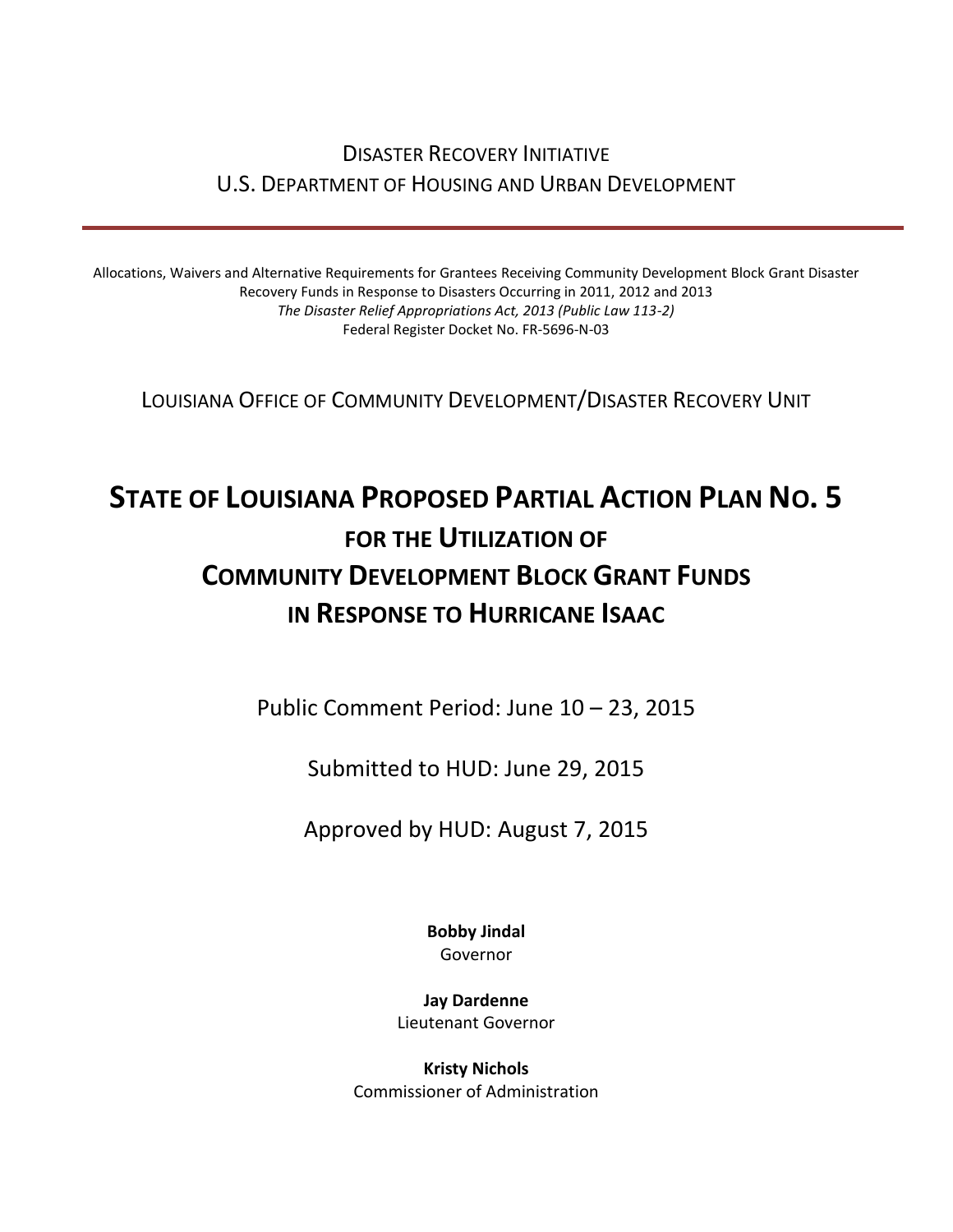Disaster Recovery Initiative
U.S. Department of Housing and Urban Development

---

Allocations, Waivers and Alternative Requirements for Grantees Receiving Community Development Block Grant Disaster Recovery Funds in Response to Disasters Occurring in 2011, 2012 and 2013
*The Disaster Relief Appropriations Act, 2013 (Public Law 113-2)*
Federal Register Docket No. FR-5696-N-03

Louisiana Office of Community Development/Disaster Recovery Unit

# State of Louisiana Proposed Partial Action Plan No. 5
## for the Utilization of Community Development Block Grant Funds in Response to Hurricane Isaac

Public Comment Period: June 10 – 23, 2015

Submitted to HUD: June 29, 2015

Approved by HUD: August 7, 2015

**Bobby Jindal**
Governor

**Jay Dardenne**
Lieutenant Governor

**Kristy Nichols**
Commissioner of Administration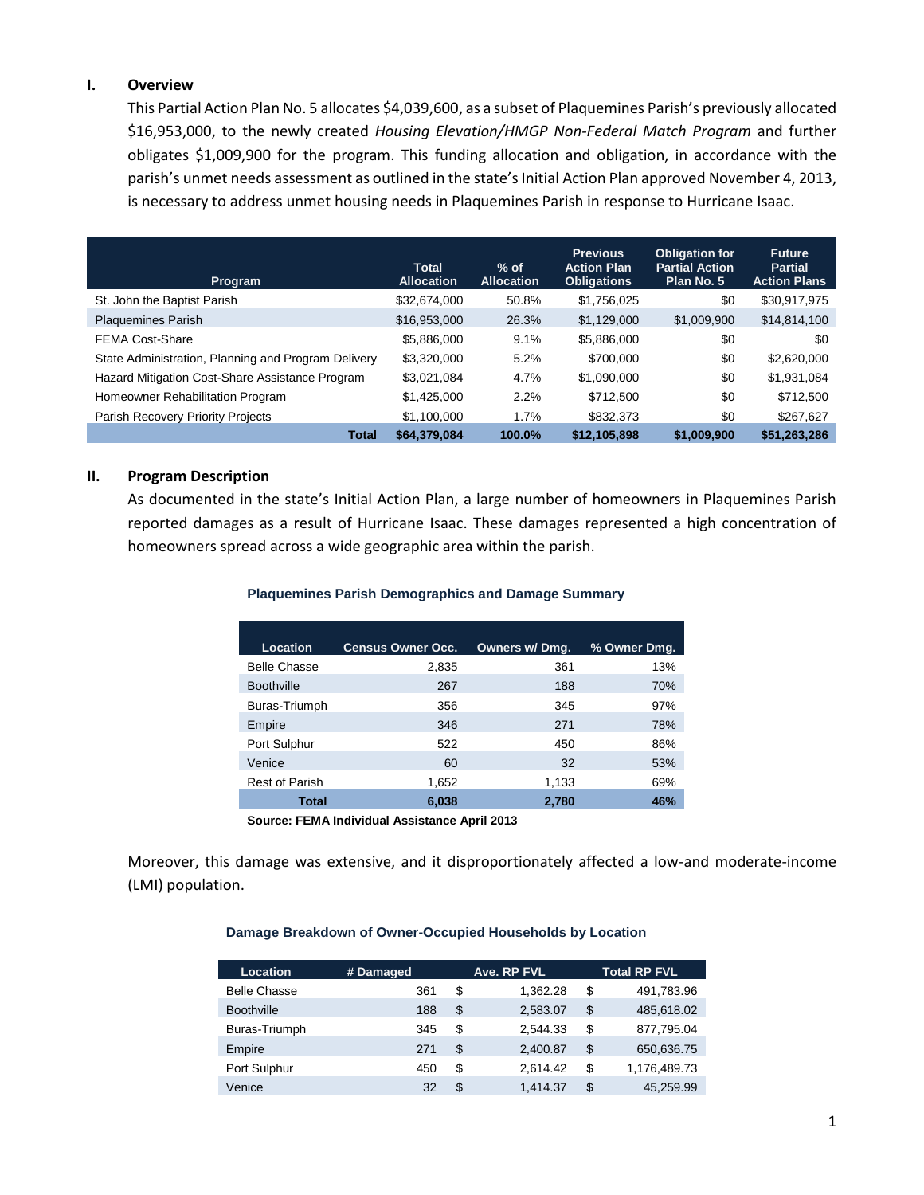## I. Overview

This Partial Action Plan No. 5 allocates $4,039,600, as a subset of Plaquemines Parish's previously allocated $16,953,000, to the newly created *Housing Elevation/HMGP Non-Federal Match Program* and further obligates $1,009,900 for the program. This funding allocation and obligation, in accordance with the parish's unmet needs assessment as outlined in the state's Initial Action Plan approved November 4, 2013, is necessary to address unmet housing needs in Plaquemines Parish in response to Hurricane Isaac.

| Program | Total Allocation | % of Allocation | Previous Action Plan Obligations | Obligation for Partial Action Plan No. 5 | Future Partial Action Plans |
|---|---|---|---|---|---|
| St. John the Baptist Parish | $32,674,000 | 50.8% | $1,756,025 | $0 | $30,917,975 |
| Plaquemines Parish | $16,953,000 | 26.3% | $1,129,000 | $1,009,900 | $14,814,100 |
| FEMA Cost-Share | $5,886,000 | 9.1% | $5,886,000 | $0 | $0 |
| State Administration, Planning and Program Delivery | $3,320,000 | 5.2% | $700,000 | $0 | $2,620,000 |
| Hazard Mitigation Cost-Share Assistance Program | $3,021,084 | 4.7% | $1,090,000 | $0 | $1,931,084 |
| Homeowner Rehabilitation Program | $1,425,000 | 2.2% | $712,500 | $0 | $712,500 |
| Parish Recovery Priority Projects | $1,100,000 | 1.7% | $832,373 | $0 | $267,627 |
| **Total** | **$64,379,084** | **100.0%** | **$12,105,898** | **$1,009,900** | **$51,263,286** |

## II. Program Description

As documented in the state's Initial Action Plan, a large number of homeowners in Plaquemines Parish reported damages as a result of Hurricane Isaac. These damages represented a high concentration of homeowners spread across a wide geographic area within the parish.

**Plaquemines Parish Demographics and Damage Summary**

| Location | Census Owner Occ. | Owners w/ Dmg. | % Owner Dmg. |
|---|---|---|---|
| Belle Chasse | 2,835 | 361 | 13% |
| Boothville | 267 | 188 | 70% |
| Buras-Triumph | 356 | 345 | 97% |
| Empire | 346 | 271 | 78% |
| Port Sulphur | 522 | 450 | 86% |
| Venice | 60 | 32 | 53% |
| Rest of Parish | 1,652 | 1,133 | 69% |
| **Total** | **6,038** | **2,780** | **46%** |

**Source: FEMA Individual Assistance April 2013**

Moreover, this damage was extensive, and it disproportionately affected a low-and moderate-income (LMI) population.

**Damage Breakdown of Owner-Occupied Households by Location**

| Location | # Damaged | Ave. RP FVL | Total RP FVL |
|---|---|---|---|
| Belle Chasse | 361 | $ 1,362.28 | $ 491,783.96 |
| Boothville | 188 | $ 2,583.07 | $ 485,618.02 |
| Buras-Triumph | 345 | $ 2,544.33 | $ 877,795.04 |
| Empire | 271 | $ 2,400.87 | $ 650,636.75 |
| Port Sulphur | 450 | $ 2,614.42 | $ 1,176,489.73 |
| Venice | 32 | $ 1,414.37 | $ 45,259.99 |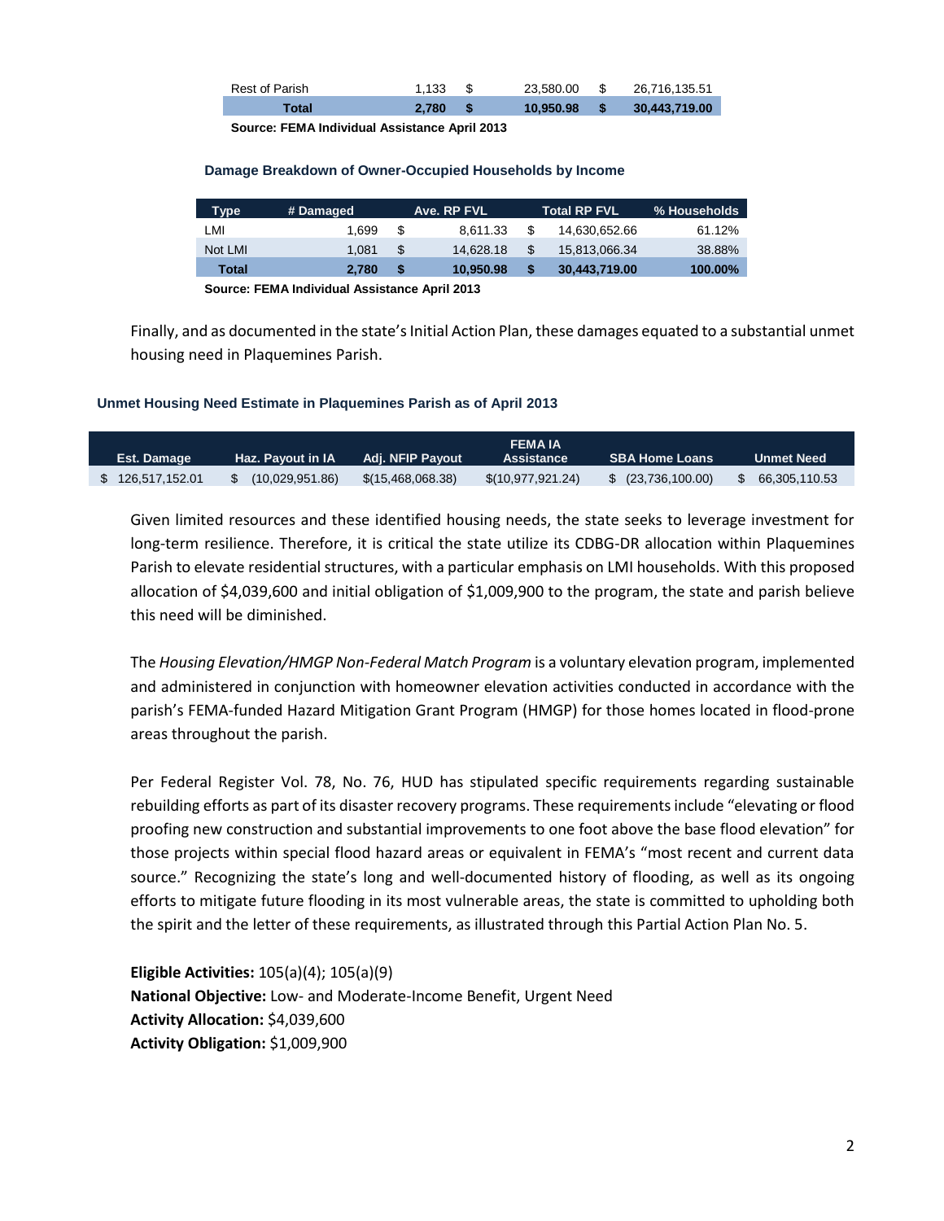| Rest of Parish | 1,133 | $ | 23,580.00 | $ | 26,716,135.51 |
|---|---|---|---|---|---|
| **Total** | **2,780** | **$** | **10,950.98** | **$** | **30,443,719.00** |

**Source: FEMA Individual Assistance April 2013**

**Damage Breakdown of Owner-Occupied Households by Income**

| Type | # Damaged | Ave. RP FVL | Total RP FVL | % Households |
|---|---|---|---|---|
| LMI | 1,699 | $ 8,611.33 | $ 14,630,652.66 | 61.12% |
| Not LMI | 1,081 | $ 14,628.18 | $ 15,813,066.34 | 38.88% |
| **Total** | **2,780** | **$ 10,950.98** | **$ 30,443,719.00** | **100.00%** |

**Source: FEMA Individual Assistance April 2013**

Finally, and as documented in the state's Initial Action Plan, these damages equated to a substantial unmet housing need in Plaquemines Parish.

**Unmet Housing Need Estimate in Plaquemines Parish as of April 2013**

| Est. Damage | Haz. Payout in IA | Adj. NFIP Payout | FEMA IA Assistance | SBA Home Loans | Unmet Need |
|---|---|---|---|---|---|
| $ 126,517,152.01 | $ (10,029,951.86) | $(15,468,068.38) | $(10,977,921.24) | $ (23,736,100.00) | $ 66,305,110.53 |

Given limited resources and these identified housing needs, the state seeks to leverage investment for long-term resilience. Therefore, it is critical the state utilize its CDBG-DR allocation within Plaquemines Parish to elevate residential structures, with a particular emphasis on LMI households. With this proposed allocation of $4,039,600 and initial obligation of $1,009,900 to the program, the state and parish believe this need will be diminished.

The *Housing Elevation/HMGP Non-Federal Match Program* is a voluntary elevation program, implemented and administered in conjunction with homeowner elevation activities conducted in accordance with the parish's FEMA-funded Hazard Mitigation Grant Program (HMGP) for those homes located in flood-prone areas throughout the parish.

Per Federal Register Vol. 78, No. 76, HUD has stipulated specific requirements regarding sustainable rebuilding efforts as part of its disaster recovery programs. These requirements include "elevating or flood proofing new construction and substantial improvements to one foot above the base flood elevation" for those projects within special flood hazard areas or equivalent in FEMA's "most recent and current data source." Recognizing the state's long and well-documented history of flooding, as well as its ongoing efforts to mitigate future flooding in its most vulnerable areas, the state is committed to upholding both the spirit and the letter of these requirements, as illustrated through this Partial Action Plan No. 5.

**Eligible Activities:** 105(a)(4); 105(a)(9)
**National Objective:** Low- and Moderate-Income Benefit, Urgent Need
**Activity Allocation:** $4,039,600
**Activity Obligation:** $1,009,900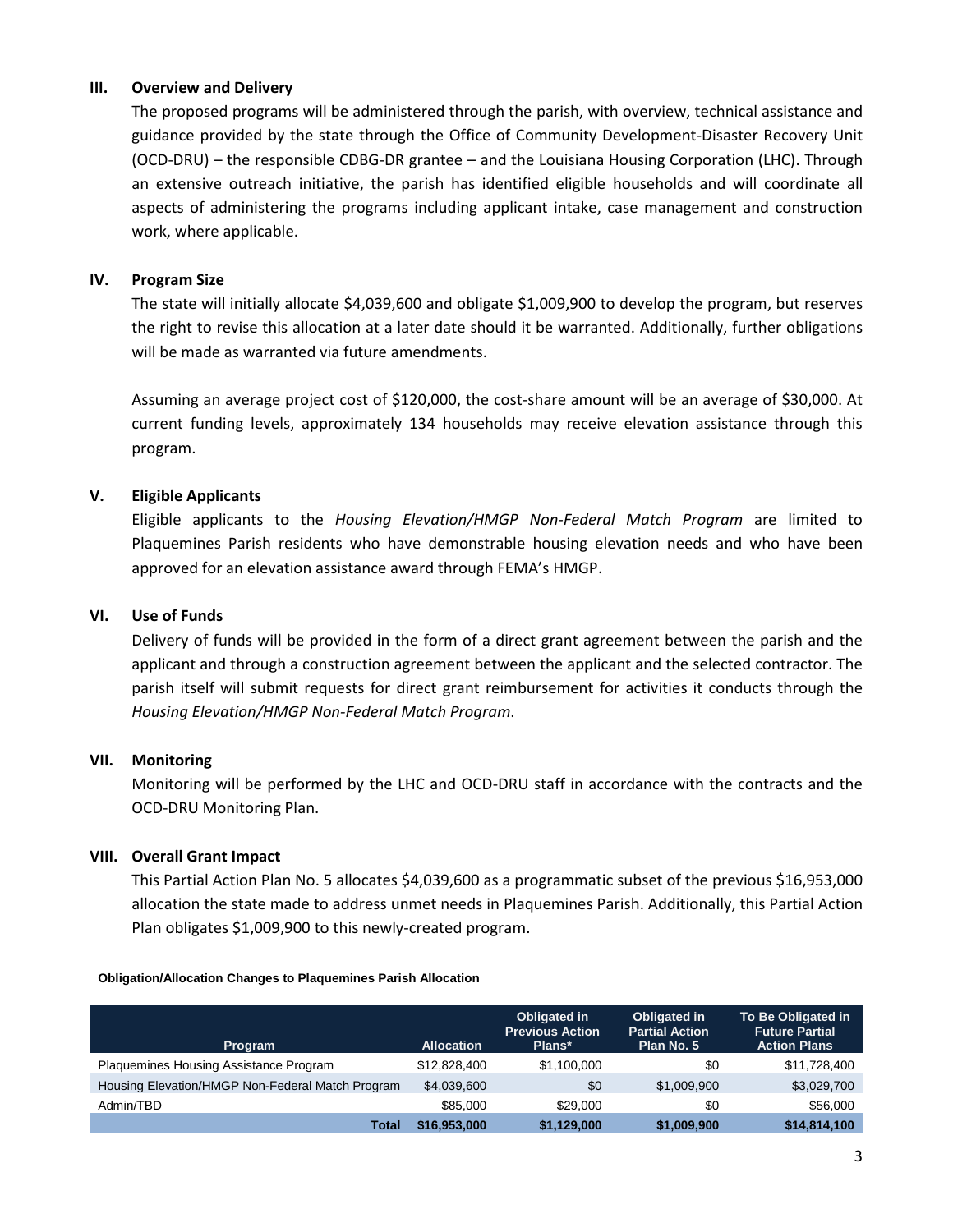## III. Overview and Delivery

The proposed programs will be administered through the parish, with overview, technical assistance and guidance provided by the state through the Office of Community Development-Disaster Recovery Unit (OCD-DRU) – the responsible CDBG-DR grantee – and the Louisiana Housing Corporation (LHC). Through an extensive outreach initiative, the parish has identified eligible households and will coordinate all aspects of administering the programs including applicant intake, case management and construction work, where applicable.

## IV. Program Size

The state will initially allocate $4,039,600 and obligate $1,009,900 to develop the program, but reserves the right to revise this allocation at a later date should it be warranted. Additionally, further obligations will be made as warranted via future amendments.

Assuming an average project cost of $120,000, the cost-share amount will be an average of $30,000. At current funding levels, approximately 134 households may receive elevation assistance through this program.

## V. Eligible Applicants

Eligible applicants to the *Housing Elevation/HMGP Non-Federal Match Program* are limited to Plaquemines Parish residents who have demonstrable housing elevation needs and who have been approved for an elevation assistance award through FEMA's HMGP.

## VI. Use of Funds

Delivery of funds will be provided in the form of a direct grant agreement between the parish and the applicant and through a construction agreement between the applicant and the selected contractor. The parish itself will submit requests for direct grant reimbursement for activities it conducts through the *Housing Elevation/HMGP Non-Federal Match Program*.

## VII. Monitoring

Monitoring will be performed by the LHC and OCD-DRU staff in accordance with the contracts and the OCD-DRU Monitoring Plan.

## VIII. Overall Grant Impact

This Partial Action Plan No. 5 allocates $4,039,600 as a programmatic subset of the previous $16,953,000 allocation the state made to address unmet needs in Plaquemines Parish. Additionally, this Partial Action Plan obligates $1,009,900 to this newly-created program.

**Obligation/Allocation Changes to Plaquemines Parish Allocation**

| Program | Allocation | Obligated in Previous Action Plans* | Obligated in Partial Action Plan No. 5 | To Be Obligated in Future Partial Action Plans |
|---|---|---|---|---|
| Plaquemines Housing Assistance Program | $12,828,400 | $1,100,000 | $0 | $11,728,400 |
| Housing Elevation/HMGP Non-Federal Match Program | $4,039,600 | $0 | $1,009,900 | $3,029,700 |
| Admin/TBD | $85,000 | $29,000 | $0 | $56,000 |
| **Total** | **$16,953,000** | **$1,129,000** | **$1,009,900** | **$14,814,100** |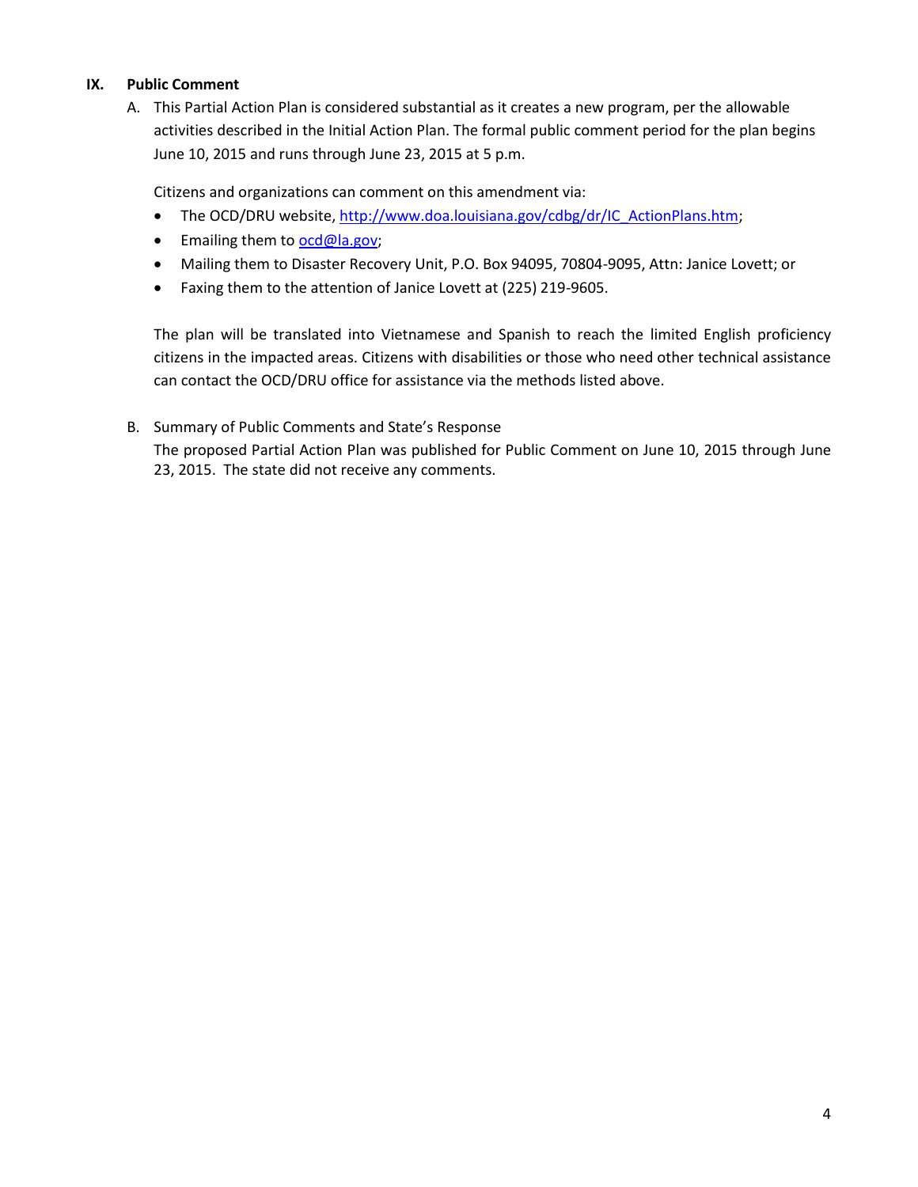## IX. Public Comment

A. This Partial Action Plan is considered substantial as it creates a new program, per the allowable activities described in the Initial Action Plan. The formal public comment period for the plan begins June 10, 2015 and runs through June 23, 2015 at 5 p.m.

   Citizens and organizations can comment on this amendment via:

   - The OCD/DRU website, http://www.doa.louisiana.gov/cdbg/dr/IC_ActionPlans.htm;
   - Emailing them to ocd@la.gov;
   - Mailing them to Disaster Recovery Unit, P.O. Box 94095, 70804-9095, Attn: Janice Lovett; or
   - Faxing them to the attention of Janice Lovett at (225) 219-9605.

   The plan will be translated into Vietnamese and Spanish to reach the limited English proficiency citizens in the impacted areas. Citizens with disabilities or those who need other technical assistance can contact the OCD/DRU office for assistance via the methods listed above.

B. Summary of Public Comments and State's Response

   The proposed Partial Action Plan was published for Public Comment on June 10, 2015 through June 23, 2015. The state did not receive any comments.